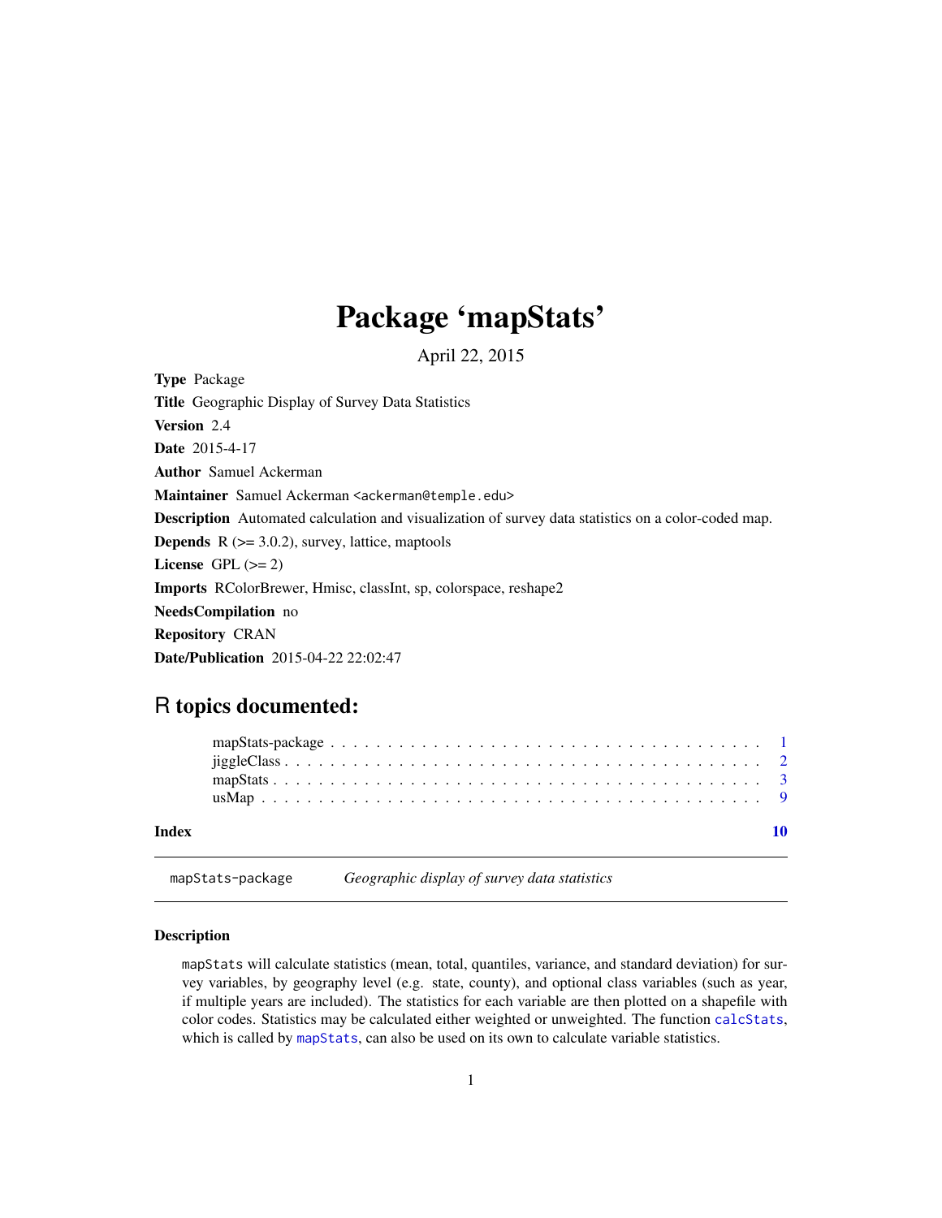# Package 'mapStats'

April 22, 2015

**Type** Package

**Title** Geographic Display of Survey Data Statistics

**Version** 2.4

**Date** 2015-4-17

**Author** Samuel Ackerman

**Maintainer** Samuel Ackerman <ackerman@temple.edu>

**Description** Automated calculation and visualization of survey data statistics on a color-coded map.

**Depends** R (>= 3.0.2), survey, lattice, maptools

**License** GPL (>= 2)

**Imports** RColorBrewer, Hmisc, classInt, sp, colorspace, reshape2

**NeedsCompilation** no

**Repository** CRAN

**Date/Publication** 2015-04-22 22:02:47

## R topics documented:

- mapStats-package . . . . . . . . . . . . . . . . . . . . . . . . . . . . . . . . . . . . 1
- jiggleClass . . . . . . . . . . . . . . . . . . . . . . . . . . . . . . . . . . . . . . . . 2
- mapStats . . . . . . . . . . . . . . . . . . . . . . . . . . . . . . . . . . . . . . . . . 3
- usMap . . . . . . . . . . . . . . . . . . . . . . . . . . . . . . . . . . . . . . . . . . . 9

**Index** 10

---

`mapStats-package` *Geographic display of survey data statistics*

---

### Description

`mapStats` will calculate statistics (mean, total, quantiles, variance, and standard deviation) for survey variables, by geography level (e.g. state, county), and optional class variables (such as year, if multiple years are included). The statistics for each variable are then plotted on a shapefile with color codes. Statistics may be calculated either weighted or unweighted. The function `calcStats`, which is called by `mapStats`, can also be used on its own to calculate variable statistics.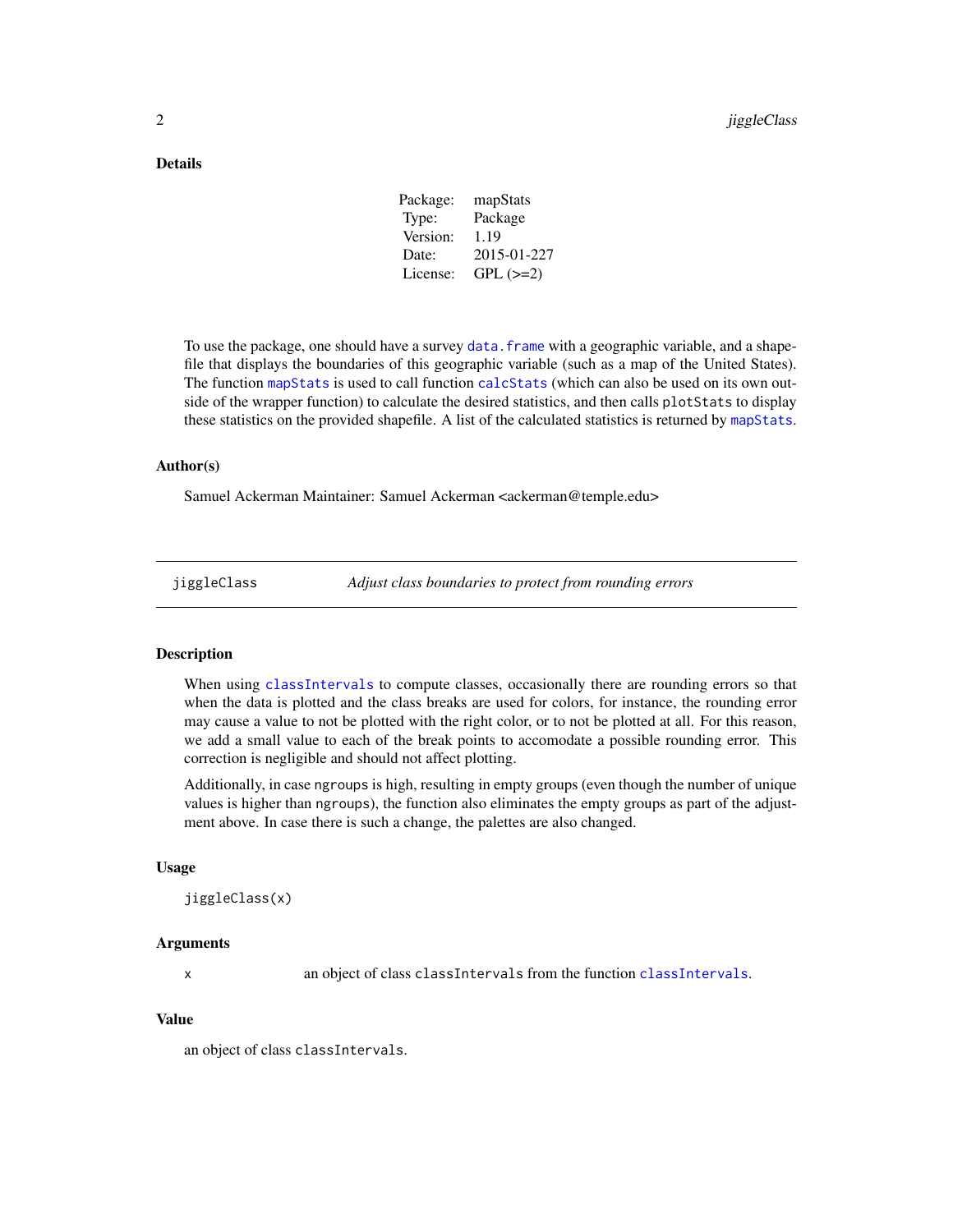### Details

| Package: | mapStats |
|---|---|
| Type: | Package |
| Version: | 1.19 |
| Date: | 2015-01-227 |
| License: | GPL (>=2) |

To use the package, one should have a survey `data.frame` with a geographic variable, and a shapefile that displays the boundaries of this geographic variable (such as a map of the United States). The function `mapStats` is used to call function `calcStats` (which can also be used on its own outside of the wrapper function) to calculate the desired statistics, and then calls `plotStats` to display these statistics on the provided shapefile. A list of the calculated statistics is returned by `mapStats`.

### Author(s)

Samuel Ackerman Maintainer: Samuel Ackerman <ackerman@temple.edu>

---

## jiggleClass — *Adjust class boundaries to protect from rounding errors*

---

### Description

When using `classIntervals` to compute classes, occasionally there are rounding errors so that when the data is plotted and the class breaks are used for colors, for instance, the rounding error may cause a value to not be plotted with the right color, or to not be plotted at all. For this reason, we add a small value to each of the break points to accomodate a possible rounding error. This correction is negligible and should not affect plotting.

Additionally, in case `ngroups` is high, resulting in empty groups (even though the number of unique values is higher than `ngroups`), the function also eliminates the empty groups as part of the adjustment above. In case there is such a change, the palettes are also changed.

### Usage

```
jiggleClass(x)
```

### Arguments

`x`    an object of class `classIntervals` from the function `classIntervals`.

### Value

an object of class `classIntervals`.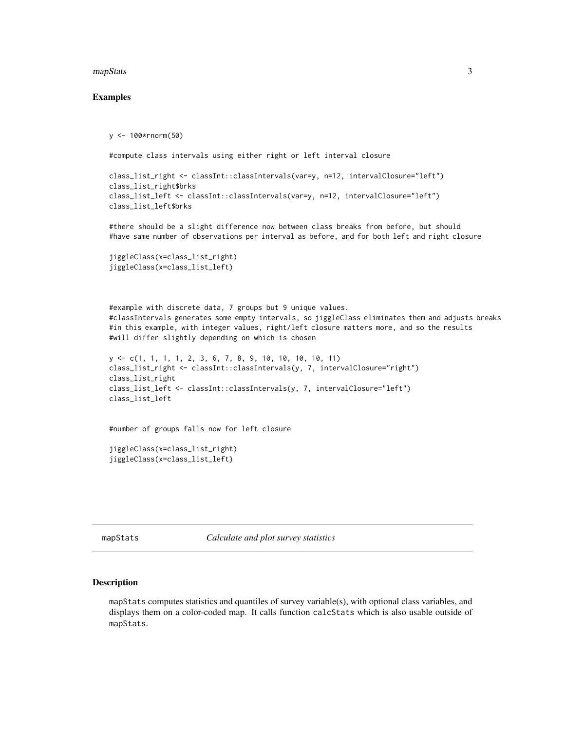## Examples

```
y <- 100*rnorm(50)

#compute class intervals using either right or left interval closure

class_list_right <- classInt::classIntervals(var=y, n=12, intervalClosure="left")
class_list_right$brks
class_list_left <- classInt::classIntervals(var=y, n=12, intervalClosure="left")
class_list_left$brks

#there should be a slight difference now between class breaks from before, but should
#have same number of observations per interval as before, and for both left and right closure

jiggleClass(x=class_list_right)
jiggleClass(x=class_list_left)



#example with discrete data, 7 groups but 9 unique values.
#classIntervals generates some empty intervals, so jiggleClass eliminates them and adjusts breaks
#in this example, with integer values, right/left closure matters more, and so the results
#will differ slightly depending on which is chosen

y <- c(1, 1, 1, 1, 2, 3, 6, 7, 8, 9, 10, 10, 10, 10, 11)
class_list_right <- classInt::classIntervals(y, 7, intervalClosure="right")
class_list_right
class_list_left <- classInt::classIntervals(y, 7, intervalClosure="left")
class_list_left


#number of groups falls now for left closure

jiggleClass(x=class_list_right)
jiggleClass(x=class_list_left)
```

---

# mapStats — *Calculate and plot survey statistics*

## Description

mapStats computes statistics and quantiles of survey variable(s), with optional class variables, and displays them on a color-coded map. It calls function calcStats which is also usable outside of mapStats.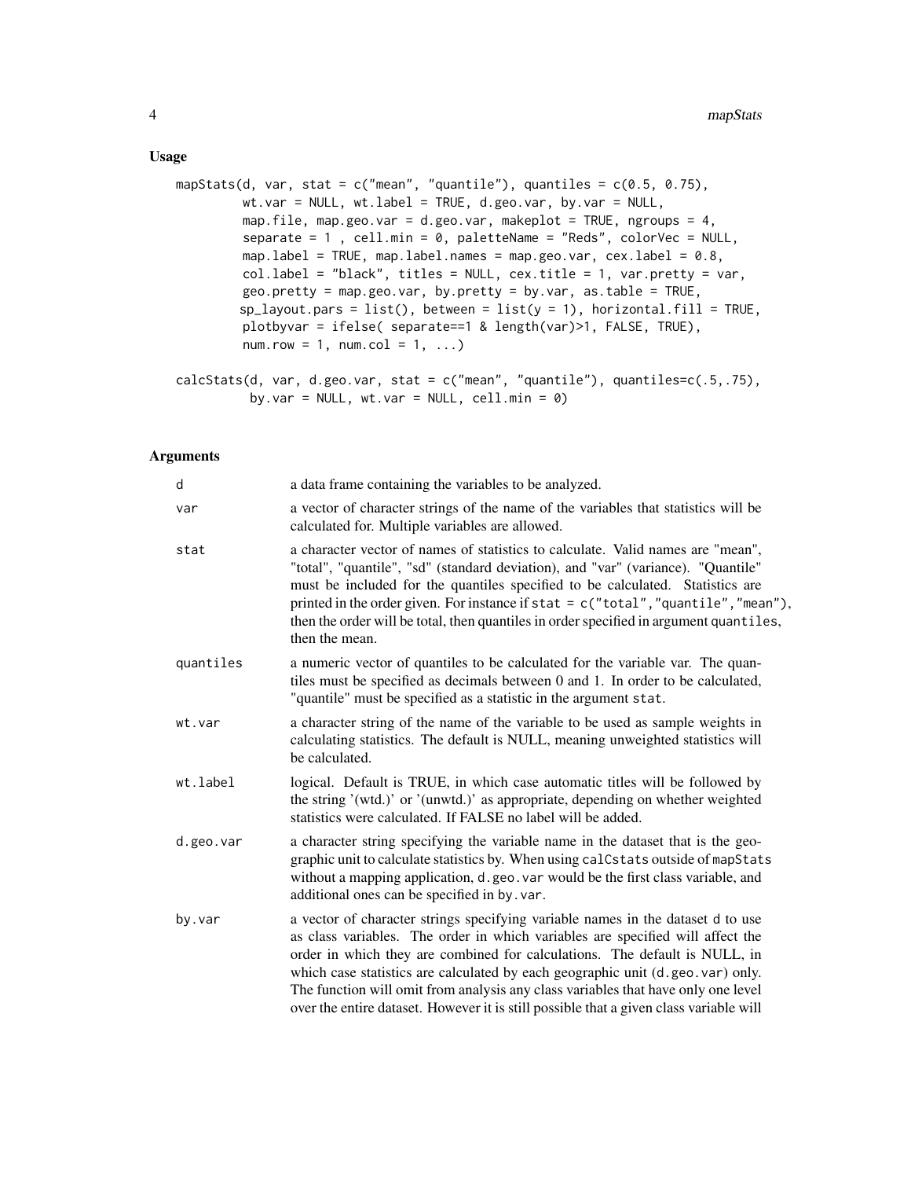## Usage

```
mapStats(d, var, stat = c("mean", "quantile"), quantiles = c(0.5, 0.75),
         wt.var = NULL, wt.label = TRUE, d.geo.var, by.var = NULL,
         map.file, map.geo.var = d.geo.var, makeplot = TRUE, ngroups = 4,
         separate = 1 , cell.min = 0, paletteName = "Reds", colorVec = NULL,
         map.label = TRUE, map.label.names = map.geo.var, cex.label = 0.8,
         col.label = "black", titles = NULL, cex.title = 1, var.pretty = var,
         geo.pretty = map.geo.var, by.pretty = by.var, as.table = TRUE,
         sp_layout.pars = list(), between = list(y = 1), horizontal.fill = TRUE,
         plotbyvar = ifelse( separate==1 & length(var)>1, FALSE, TRUE),
         num.row = 1, num.col = 1, ...)

calcStats(d, var, d.geo.var, stat = c("mean", "quantile"), quantiles=c(.5,.75),
          by.var = NULL, wt.var = NULL, cell.min = 0)
```

## Arguments

| | |
|---|---|
| d | a data frame containing the variables to be analyzed. |
| var | a vector of character strings of the name of the variables that statistics will be calculated for. Multiple variables are allowed. |
| stat | a character vector of names of statistics to calculate. Valid names are "mean", "total", "quantile", "sd" (standard deviation), and "var" (variance). "Quantile" must be included for the quantiles specified to be calculated. Statistics are printed in the order given. For instance if `stat = c("total","quantile","mean")`, then the order will be total, then quantiles in order specified in argument `quantiles`, then the mean. |
| quantiles | a numeric vector of quantiles to be calculated for the variable var. The quantiles must be specified as decimals between 0 and 1. In order to be calculated, "quantile" must be specified as a statistic in the argument `stat`. |
| wt.var | a character string of the name of the variable to be used as sample weights in calculating statistics. The default is NULL, meaning unweighted statistics will be calculated. |
| wt.label | logical. Default is TRUE, in which case automatic titles will be followed by the string '(wtd.)' or '(unwtd.)' as appropriate, depending on whether weighted statistics were calculated. If FALSE no label will be added. |
| d.geo.var | a character string specifying the variable name in the dataset that is the geographic unit to calculate statistics by. When using `calCstats` outside of `mapStats` without a mapping application, `d.geo.var` would be the first class variable, and additional ones can be specified in `by.var`. |
| by.var | a vector of character strings specifying variable names in the dataset d to use as class variables. The order in which variables are specified will affect the order in which they are combined for calculations. The default is NULL, in which case statistics are calculated by each geographic unit (`d.geo.var`) only. The function will omit from analysis any class variables that have only one level over the entire dataset. However it is still possible that a given class variable will |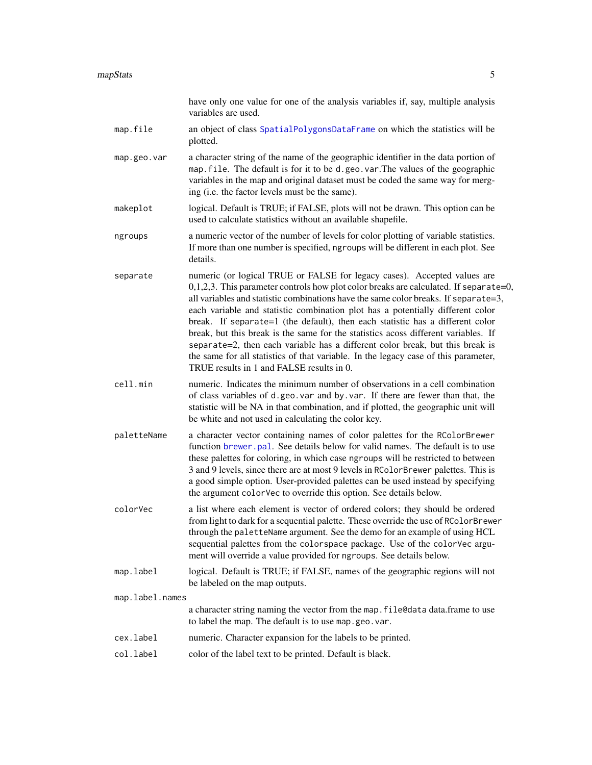have only one value for one of the analysis variables if, say, multiple analysis variables are used.

`map.file`
: an object of class SpatialPolygonsDataFrame on which the statistics will be plotted.

`map.geo.var`
: a character string of the name of the geographic identifier in the data portion of `map.file`. The default is for it to be `d.geo.var`.The values of the geographic variables in the map and original dataset must be coded the same way for merging (i.e. the factor levels must be the same).

`makeplot`
: logical. Default is TRUE; if FALSE, plots will not be drawn. This option can be used to calculate statistics without an available shapefile.

`ngroups`
: a numeric vector of the number of levels for color plotting of variable statistics. If more than one number is specified, `ngroups` will be different in each plot. See details.

`separate`
: numeric (or logical TRUE or FALSE for legacy cases). Accepted values are 0,1,2,3. This parameter controls how plot color breaks are calculated. If `separate=0`, all variables and statistic combinations have the same color breaks. If `separate=3`, each variable and statistic combination plot has a potentially different color break. If `separate=1` (the default), then each statistic has a different color break, but this break is the same for the statistics acoss different variables. If `separate=2`, then each variable has a different color break, but this break is the same for all statistics of that variable. In the legacy case of this parameter, TRUE results in 1 and FALSE results in 0.

`cell.min`
: numeric. Indicates the minimum number of observations in a cell combination of class variables of `d.geo.var` and `by.var`. If there are fewer than that, the statistic will be NA in that combination, and if plotted, the geographic unit will be white and not used in calculating the color key.

`paletteName`
: a character vector containing names of color palettes for the `RColorBrewer` function brewer.pal. See details below for valid names. The default is to use these palettes for coloring, in which case `ngroups` will be restricted to between 3 and 9 levels, since there are at most 9 levels in `RColorBrewer` palettes. This is a good simple option. User-provided palettes can be used instead by specifying the argument `colorVec` to override this option. See details below.

`colorVec`
: a list where each element is vector of ordered colors; they should be ordered from light to dark for a sequential palette. These override the use of `RColorBrewer` through the `paletteName` argument. See the demo for an example of using HCL sequential palettes from the `colorspace` package. Use of the `colorVec` argument will override a value provided for `ngroups`. See details below.

`map.label`
: logical. Default is TRUE; if FALSE, names of the geographic regions will not be labeled on the map outputs.

`map.label.names`
: a character string naming the vector from the `map.file@data` data.frame to use to label the map. The default is to use `map.geo.var`.

`cex.label`
: numeric. Character expansion for the labels to be printed.

`col.label`
: color of the label text to be printed. Default is black.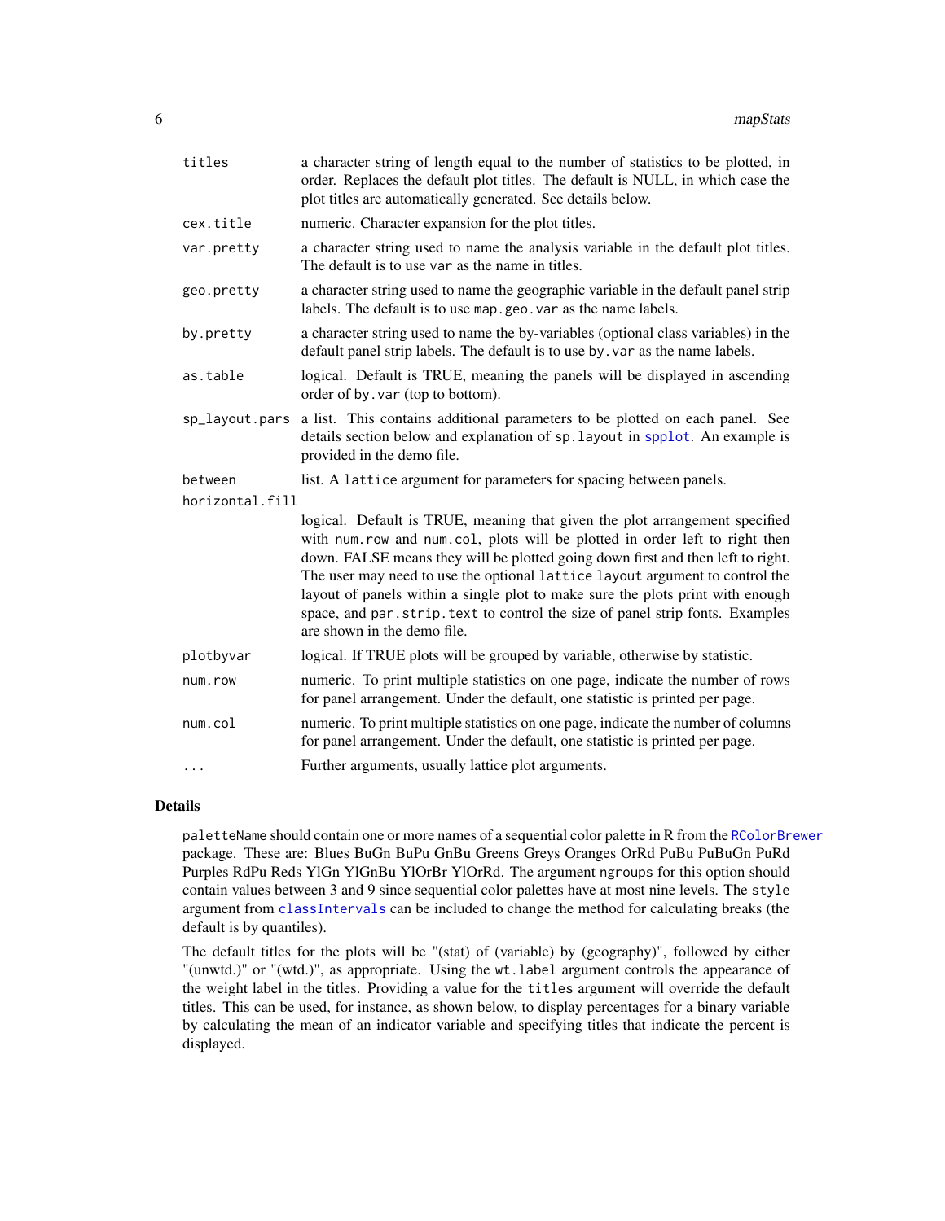| | |
|---|---|
| `titles` | a character string of length equal to the number of statistics to be plotted, in order. Replaces the default plot titles. The default is NULL, in which case the plot titles are automatically generated. See details below. |
| `cex.title` | numeric. Character expansion for the plot titles. |
| `var.pretty` | a character string used to name the analysis variable in the default plot titles. The default is to use `var` as the name in titles. |
| `geo.pretty` | a character string used to name the geographic variable in the default panel strip labels. The default is to use `map.geo.var` as the name labels. |
| `by.pretty` | a character string used to name the by-variables (optional class variables) in the default panel strip labels. The default is to use `by.var` as the name labels. |
| `as.table` | logical. Default is TRUE, meaning the panels will be displayed in ascending order of `by.var` (top to bottom). |
| `sp_layout.pars` | a list. This contains additional parameters to be plotted on each panel. See details section below and explanation of `sp.layout` in spplot. An example is provided in the demo file. |
| `between` | list. A `lattice` argument for parameters for spacing between panels. |
| `horizontal.fill` | logical. Default is TRUE, meaning that given the plot arrangement specified with `num.row` and `num.col`, plots will be plotted in order left to right then down. FALSE means they will be plotted going down first and then left to right. The user may need to use the optional `lattice layout` argument to control the layout of panels within a single plot to make sure the plots print with enough space, and `par.strip.text` to control the size of panel strip fonts. Examples are shown in the demo file. |
| `plotbyvar` | logical. If TRUE plots will be grouped by variable, otherwise by statistic. |
| `num.row` | numeric. To print multiple statistics on one page, indicate the number of rows for panel arrangement. Under the default, one statistic is printed per page. |
| `num.col` | numeric. To print multiple statistics on one page, indicate the number of columns for panel arrangement. Under the default, one statistic is printed per page. |
| `...` | Further arguments, usually lattice plot arguments. |

## Details

`paletteName` should contain one or more names of a sequential color palette in R from the RColorBrewer package. These are: Blues BuGn BuPu GnBu Greens Greys Oranges OrRd PuBu PuBuGn PuRd Purples RdPu Reds YlGn YlGnBu YlOrBr YlOrRd. The argument `ngroups` for this option should contain values between 3 and 9 since sequential color palettes have at most nine levels. The `style` argument from classIntervals can be included to change the method for calculating breaks (the default is by quantiles).

The default titles for the plots will be "(stat) of (variable) by (geography)", followed by either "(unwtd.)" or "(wtd.)", as appropriate. Using the `wt.label` argument controls the appearance of the weight label in the titles. Providing a value for the `titles` argument will override the default titles. This can be used, for instance, as shown below, to display percentages for a binary variable by calculating the mean of an indicator variable and specifying titles that indicate the percent is displayed.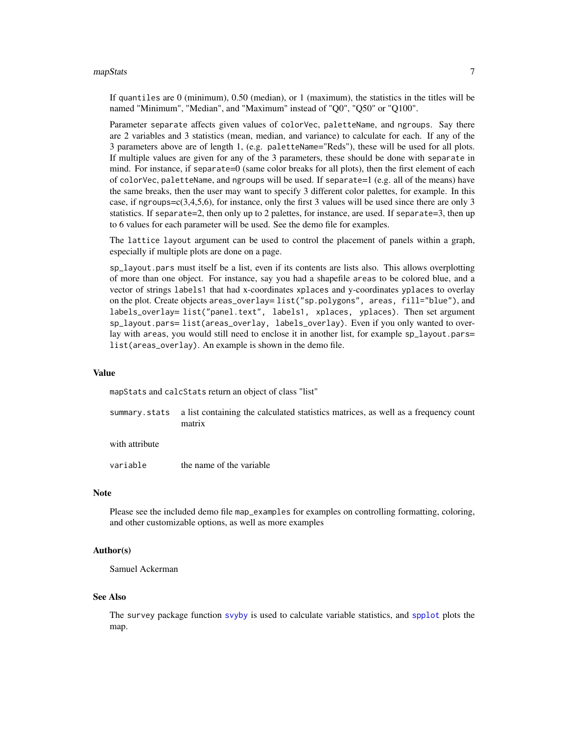If quantiles are 0 (minimum), 0.50 (median), or 1 (maximum), the statistics in the titles will be named "Minimum", "Median", and "Maximum" instead of "Q0", "Q50" or "Q100".

Parameter `separate` affects given values of `colorVec`, `paletteName`, and `ngroups`. Say there are 2 variables and 3 statistics (mean, median, and variance) to calculate for each. If any of the 3 parameters above are of length 1, (e.g. `paletteName="Reds"`), these will be used for all plots. If multiple values are given for any of the 3 parameters, these should be done with `separate` in mind. For instance, if `separate=0` (same color breaks for all plots), then the first element of each of `colorVec`, `paletteName`, and `ngroups` will be used. If `separate=1` (e.g. all of the means) have the same breaks, then the user may want to specify 3 different color palettes, for example. In this case, if `ngroups=c(3,4,5,6)`, for instance, only the first 3 values will be used since there are only 3 statistics. If `separate=2`, then only up to 2 palettes, for instance, are used. If `separate=3`, then up to 6 values for each parameter will be used. See the demo file for examples.

The `lattice` `layout` argument can be used to control the placement of panels within a graph, especially if multiple plots are done on a page.

`sp_layout.pars` must itself be a list, even if its contents are lists also. This allows overplotting of more than one object. For instance, say you had a shapefile `areas` to be colored blue, and a vector of strings `labels1` that had x-coordinates `xplaces` and y-coordinates `yplaces` to overlay on the plot. Create objects `areas_overlay= list("sp.polygons", areas, fill="blue")`, and `labels_overlay= list("panel.text", labels1, xplaces, yplaces)`. Then set argument `sp_layout.pars= list(areas_overlay, labels_overlay)`. Even if you only wanted to overlay with `areas`, you would still need to enclose it in another list, for example `sp_layout.pars= list(areas_overlay)`. An example is shown in the demo file.

## Value

`mapStats` and `calcStats` return an object of class "list"

`summary.stats` a list containing the calculated statistics matrices, as well as a frequency count matrix

with attribute

`variable` the name of the variable

## Note

Please see the included demo file `map_examples` for examples on controlling formatting, coloring, and other customizable options, as well as more examples

## Author(s)

Samuel Ackerman

## See Also

The `survey` package function `svyby` is used to calculate variable statistics, and `spplot` plots the map.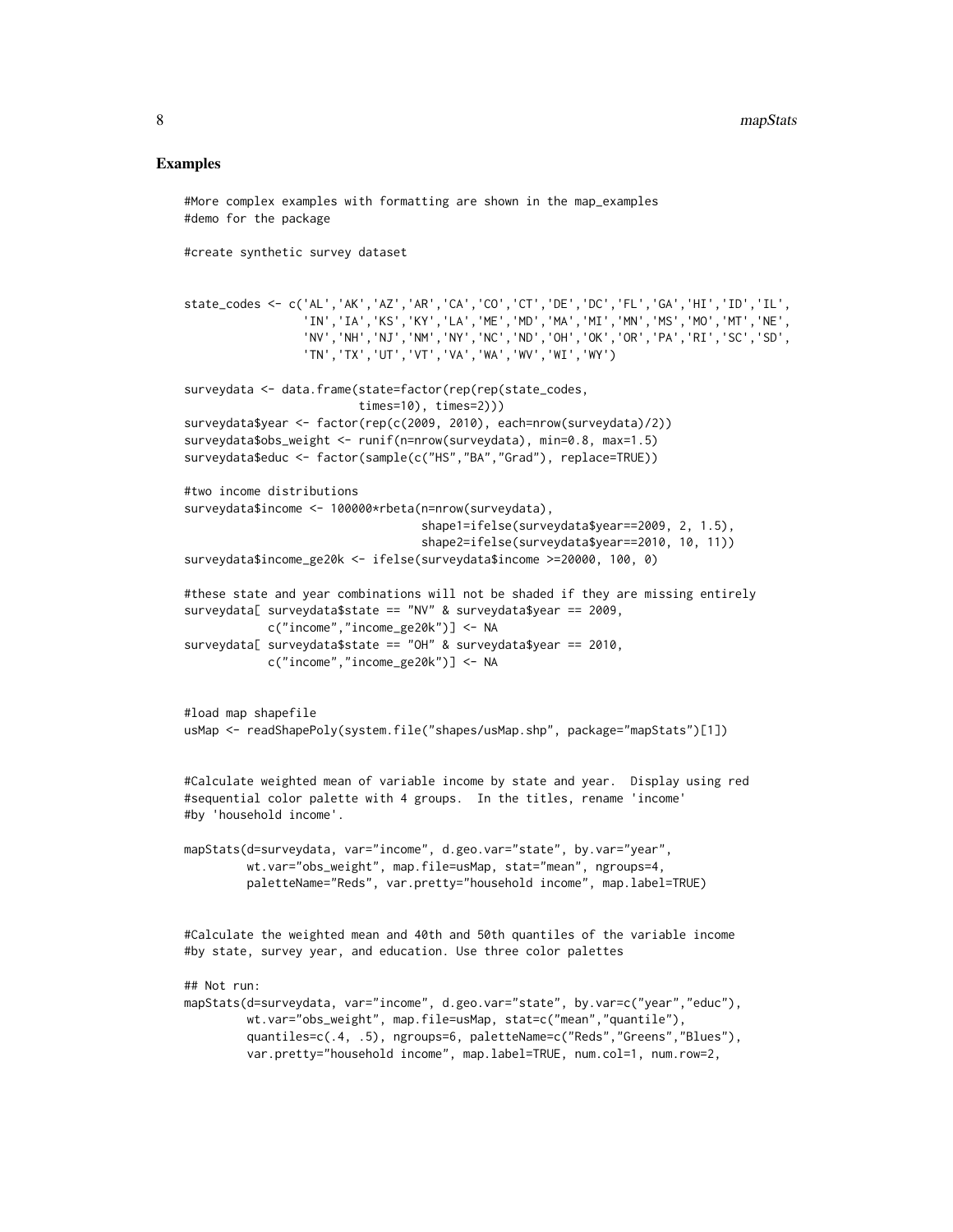## Examples

```
#More complex examples with formatting are shown in the map_examples
#demo for the package

#create synthetic survey dataset


state_codes <- c('AL','AK','AZ','AR','CA','CO','CT','DE','DC','FL','GA','HI','ID','IL',
                 'IN','IA','KS','KY','LA','ME','MD','MA','MI','MN','MS','MO','MT','NE',
                 'NV','NH','NJ','NM','NY','NC','ND','OH','OK','OR','PA','RI','SC','SD',
                 'TN','TX','UT','VT','VA','WA','WV','WI','WY')

surveydata <- data.frame(state=factor(rep(rep(state_codes,
                         times=10), times=2)))
surveydata$year <- factor(rep(c(2009, 2010), each=nrow(surveydata)/2))
surveydata$obs_weight <- runif(n=nrow(surveydata), min=0.8, max=1.5)
surveydata$educ <- factor(sample(c("HS","BA","Grad"), replace=TRUE))

#two income distributions
surveydata$income <- 100000*rbeta(n=nrow(surveydata),
                                  shape1=ifelse(surveydata$year==2009, 2, 1.5),
                                  shape2=ifelse(surveydata$year==2010, 10, 11))
surveydata$income_ge20k <- ifelse(surveydata$income >=20000, 100, 0)

#these state and year combinations will not be shaded if they are missing entirely
surveydata[ surveydata$state == "NV" & surveydata$year == 2009,
           c("income","income_ge20k")] <- NA
surveydata[ surveydata$state == "OH" & surveydata$year == 2010,
           c("income","income_ge20k")] <- NA


#load map shapefile
usMap <- readShapePoly(system.file("shapes/usMap.shp", package="mapStats")[1])


#Calculate weighted mean of variable income by state and year.  Display using red
#sequential color palette with 4 groups.  In the titles, rename 'income'
#by 'household income'.

mapStats(d=surveydata, var="income", d.geo.var="state", by.var="year",
         wt.var="obs_weight", map.file=usMap, stat="mean", ngroups=4,
         paletteName="Reds", var.pretty="household income", map.label=TRUE)


#Calculate the weighted mean and 40th and 50th quantiles of the variable income
#by state, survey year, and education. Use three color palettes

## Not run:
mapStats(d=surveydata, var="income", d.geo.var="state", by.var=c("year","educ"),
         wt.var="obs_weight", map.file=usMap, stat=c("mean","quantile"),
         quantiles=c(.4, .5), ngroups=6, paletteName=c("Reds","Greens","Blues"),
         var.pretty="household income", map.label=TRUE, num.col=1, num.row=2,
```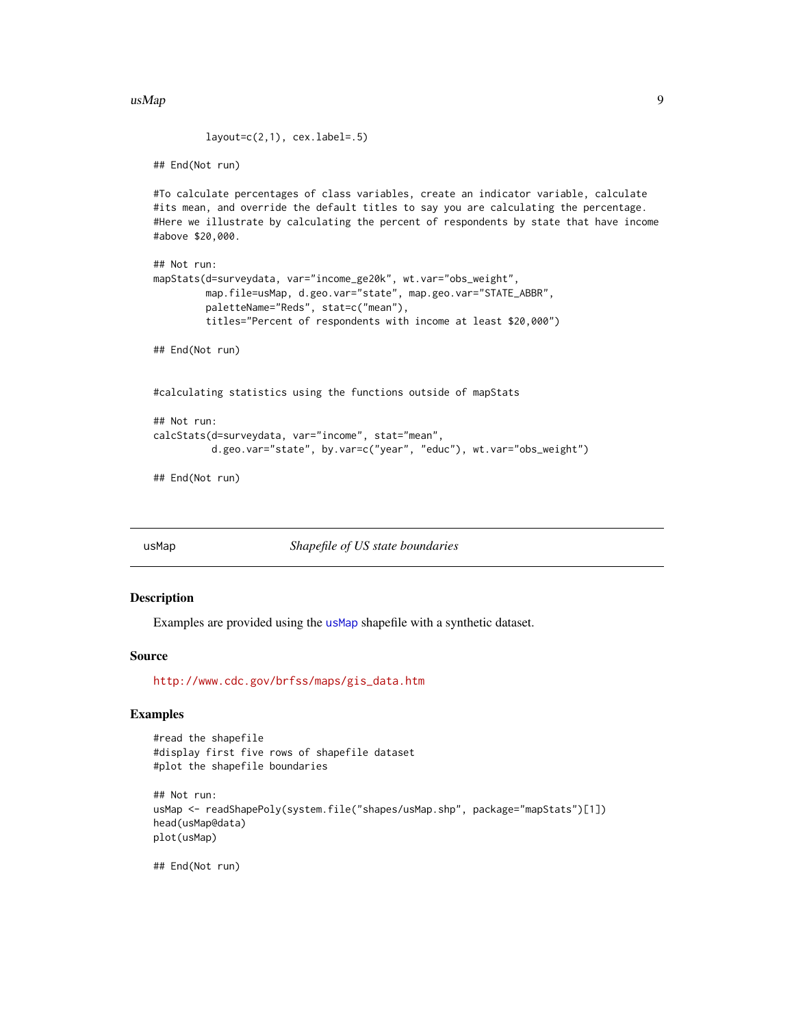```
         layout=c(2,1), cex.label=.5)

## End(Not run)

#To calculate percentages of class variables, create an indicator variable, calculate
#its mean, and override the default titles to say you are calculating the percentage.
#Here we illustrate by calculating the percent of respondents by state that have income
#above $20,000.

## Not run:
mapStats(d=surveydata, var="income_ge20k", wt.var="obs_weight",
         map.file=usMap, d.geo.var="state", map.geo.var="STATE_ABBR",
         paletteName="Reds", stat=c("mean"),
         titles="Percent of respondents with income at least $20,000")

## End(Not run)


#calculating statistics using the functions outside of mapStats

## Not run:
calcStats(d=surveydata, var="income", stat="mean",
          d.geo.var="state", by.var=c("year", "educ"), wt.var="obs_weight")

## End(Not run)
```

## usMap    *Shapefile of US state boundaries*

### Description

Examples are provided using the `usMap` shapefile with a synthetic dataset.

### Source

http://www.cdc.gov/brfss/maps/gis_data.htm

### Examples

```
#read the shapefile
#display first five rows of shapefile dataset
#plot the shapefile boundaries

## Not run:
usMap <- readShapePoly(system.file("shapes/usMap.shp", package="mapStats")[1])
head(usMap@data)
plot(usMap)

## End(Not run)
```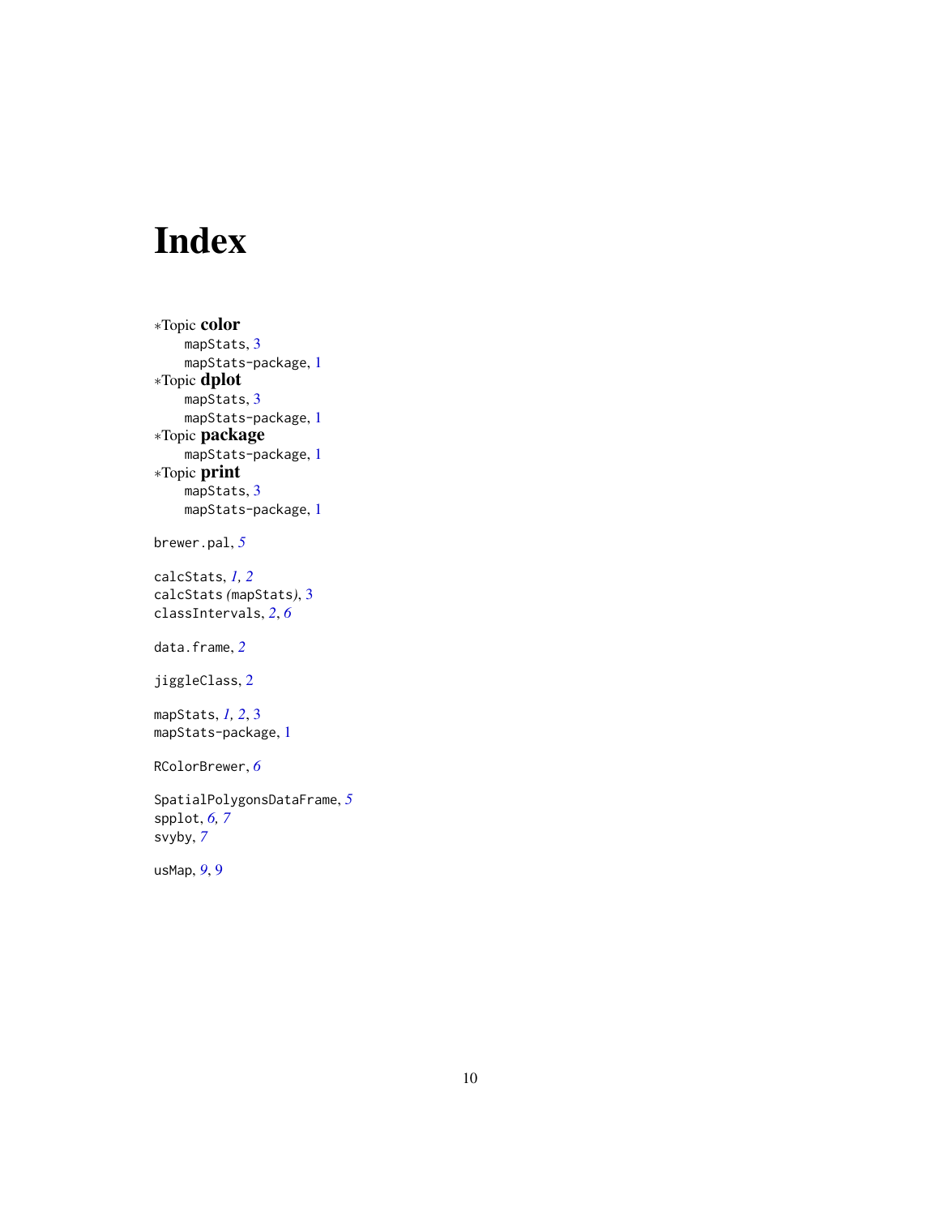# Index

*Topic **color**
 mapStats, 3
 mapStats-package, 1
*Topic **dplot**
 mapStats, 3
 mapStats-package, 1
*Topic **package**
 mapStats-package, 1
*Topic **print**
 mapStats, 3
 mapStats-package, 1

brewer.pal, *5*

calcStats, *1, 2*
calcStats (mapStats), 3
classIntervals, *2*, *6*

data.frame, *2*

jiggleClass, 2

mapStats, *1, 2*, 3
mapStats-package, 1

RColorBrewer, *6*

SpatialPolygonsDataFrame, *5*
spplot, *6, 7*
svyby, *7*

usMap, *9*, 9